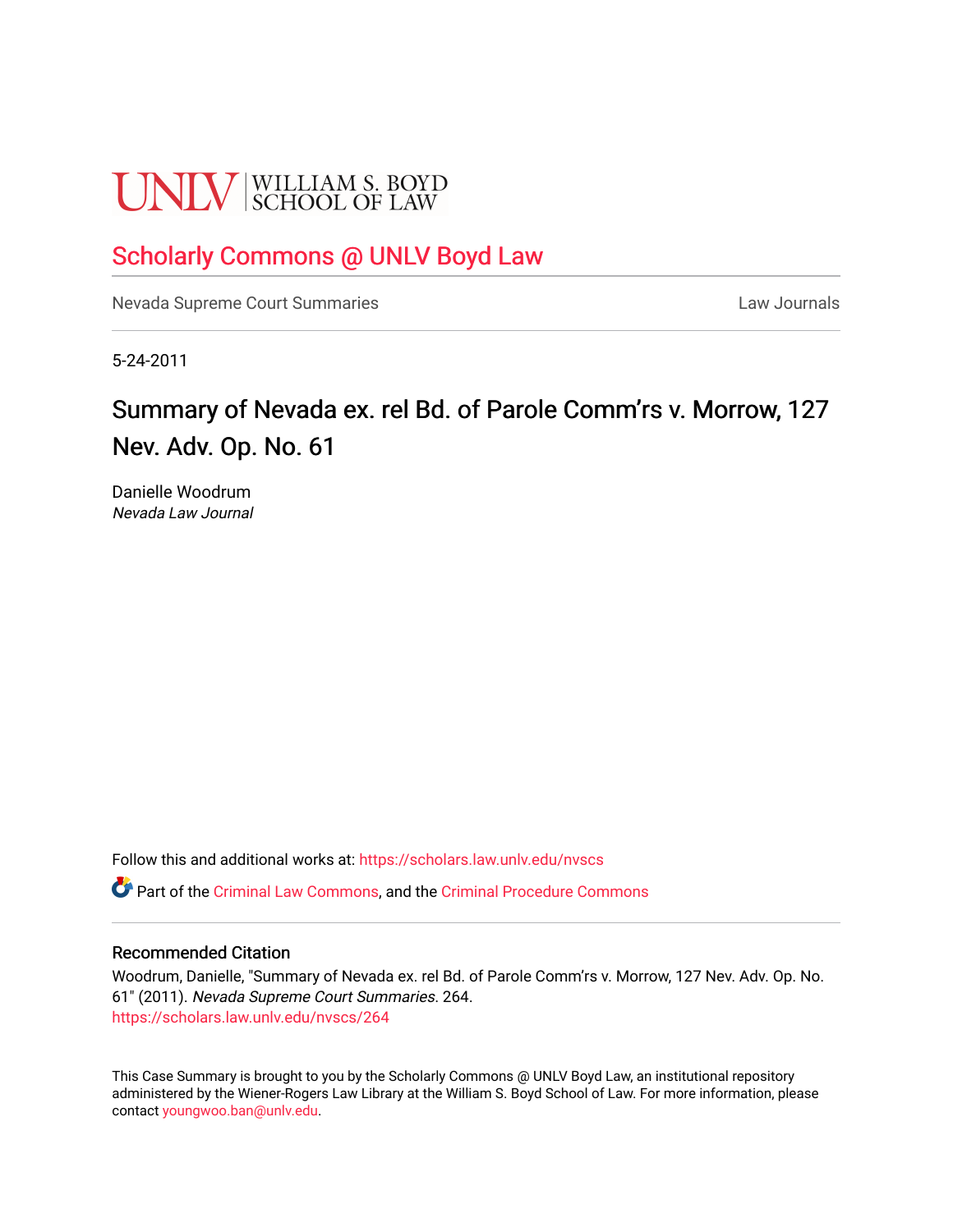UNLV | WILLIAM S. BOYD SCHOOL OF LAW

# Scholarly Commons @ UNLV Boyd Law

Nevada Supreme Court Summaries

Law Journals

5-24-2011

## Summary of Nevada ex. rel Bd. of Parole Comm'rs v. Morrow, 127 Nev. Adv. Op. No. 61

Danielle Woodrum
*Nevada Law Journal*

Follow this and additional works at: https://scholars.law.unlv.edu/nvscs

Part of the Criminal Law Commons, and the Criminal Procedure Commons

### Recommended Citation

Woodrum, Danielle, "Summary of Nevada ex. rel Bd. of Parole Comm'rs v. Morrow, 127 Nev. Adv. Op. No. 61" (2011). *Nevada Supreme Court Summaries*. 264.
https://scholars.law.unlv.edu/nvscs/264

This Case Summary is brought to you by the Scholarly Commons @ UNLV Boyd Law, an institutional repository administered by the Wiener-Rogers Law Library at the William S. Boyd School of Law. For more information, please contact youngwoo.ban@unlv.edu.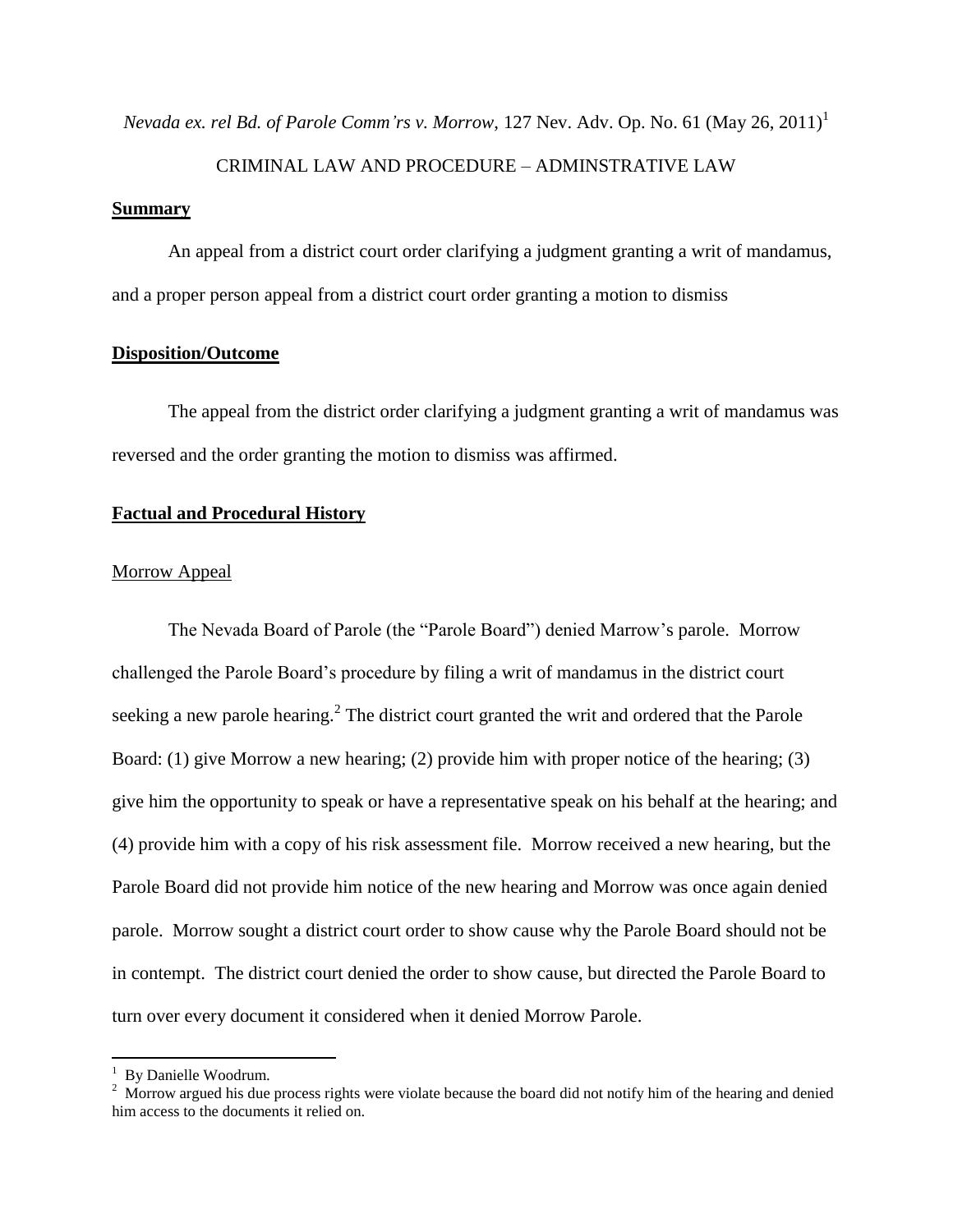*Nevada ex. rel Bd. of Parole Comm'rs v. Morrow*, 127 Nev. Adv. Op. No. 61 (May 26, 2011)[1]

CRIMINAL LAW AND PROCEDURE – ADMINSTRATIVE LAW

**Summary**

An appeal from a district court order clarifying a judgment granting a writ of mandamus, and a proper person appeal from a district court order granting a motion to dismiss

**Disposition/Outcome**

The appeal from the district order clarifying a judgment granting a writ of mandamus was reversed and the order granting the motion to dismiss was affirmed.

**Factual and Procedural History**

Morrow Appeal

The Nevada Board of Parole (the "Parole Board") denied Marrow's parole. Morrow challenged the Parole Board's procedure by filing a writ of mandamus in the district court seeking a new parole hearing.[2] The district court granted the writ and ordered that the Parole Board: (1) give Morrow a new hearing; (2) provide him with proper notice of the hearing; (3) give him the opportunity to speak or have a representative speak on his behalf at the hearing; and (4) provide him with a copy of his risk assessment file. Morrow received a new hearing, but the Parole Board did not provide him notice of the new hearing and Morrow was once again denied parole. Morrow sought a district court order to show cause why the Parole Board should not be in contempt. The district court denied the order to show cause, but directed the Parole Board to turn over every document it considered when it denied Morrow Parole.

---

[1] By Danielle Woodrum.

[2] Morrow argued his due process rights were violate because the board did not notify him of the hearing and denied him access to the documents it relied on.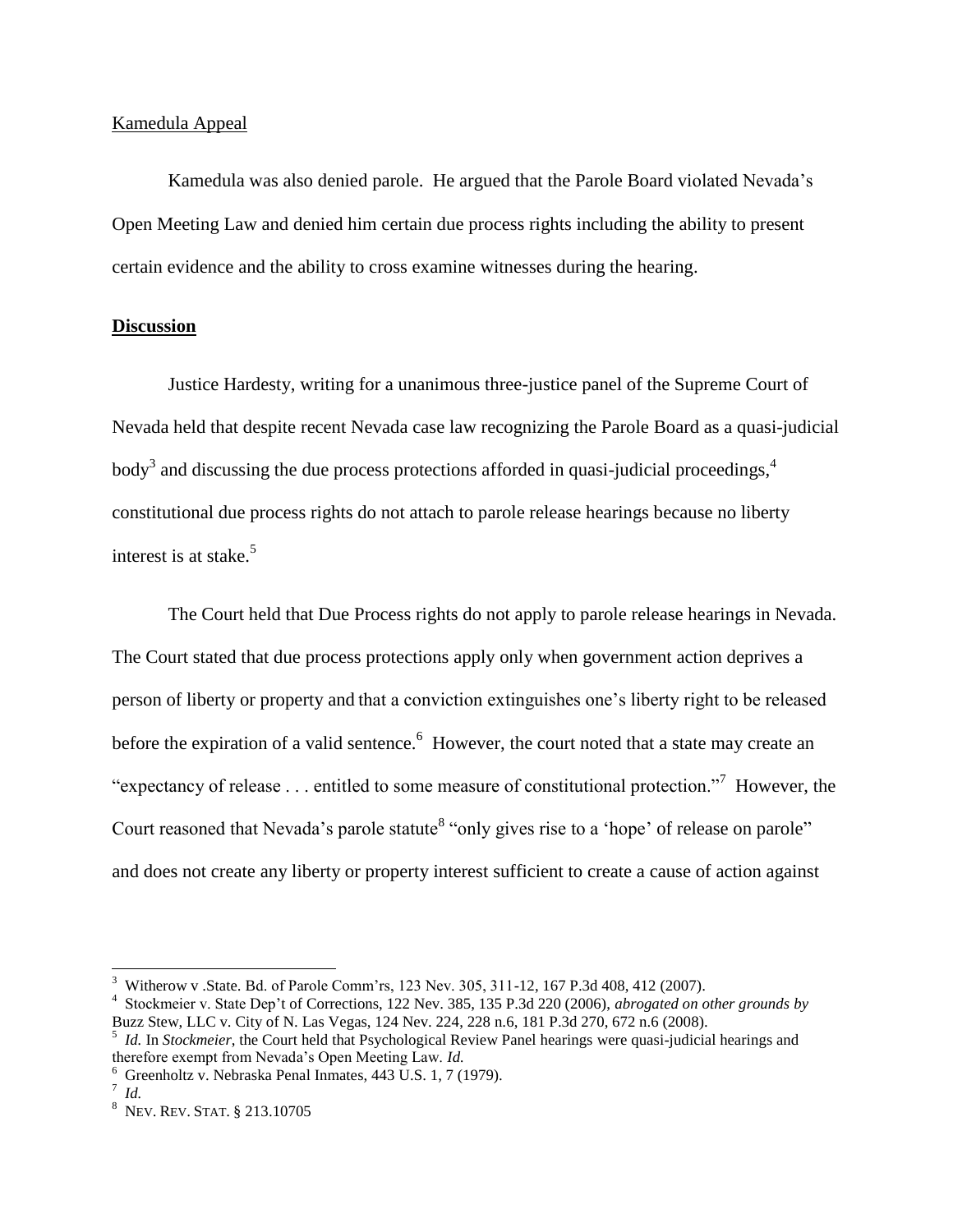Kamedula Appeal

Kamedula was also denied parole. He argued that the Parole Board violated Nevada's Open Meeting Law and denied him certain due process rights including the ability to present certain evidence and the ability to cross examine witnesses during the hearing.

## Discussion

Justice Hardesty, writing for a unanimous three-justice panel of the Supreme Court of Nevada held that despite recent Nevada case law recognizing the Parole Board as a quasi-judicial body[3] and discussing the due process protections afforded in quasi-judicial proceedings,[4] constitutional due process rights do not attach to parole release hearings because no liberty interest is at stake.[5]

The Court held that Due Process rights do not apply to parole release hearings in Nevada. The Court stated that due process protections apply only when government action deprives a person of liberty or property and that a conviction extinguishes one's liberty right to be released before the expiration of a valid sentence.[6] However, the court noted that a state may create an "expectancy of release . . . entitled to some measure of constitutional protection."[7] However, the Court reasoned that Nevada's parole statute[8] "only gives rise to a 'hope' of release on parole" and does not create any liberty or property interest sufficient to create a cause of action against

---

[3] Witherow v .State. Bd. of Parole Comm'rs, 123 Nev. 305, 311-12, 167 P.3d 408, 412 (2007).

[4] Stockmeier v. State Dep't of Corrections, 122 Nev. 385, 135 P.3d 220 (2006), *abrogated on other grounds by* Buzz Stew, LLC v. City of N. Las Vegas, 124 Nev. 224, 228 n.6, 181 P.3d 270, 672 n.6 (2008).

[5] *Id.* In *Stockmeier*, the Court held that Psychological Review Panel hearings were quasi-judicial hearings and therefore exempt from Nevada's Open Meeting Law. *Id.*

[6] Greenholtz v. Nebraska Penal Inmates, 443 U.S. 1, 7 (1979).

[7] *Id.*

[8] NEV. REV. STAT. § 213.10705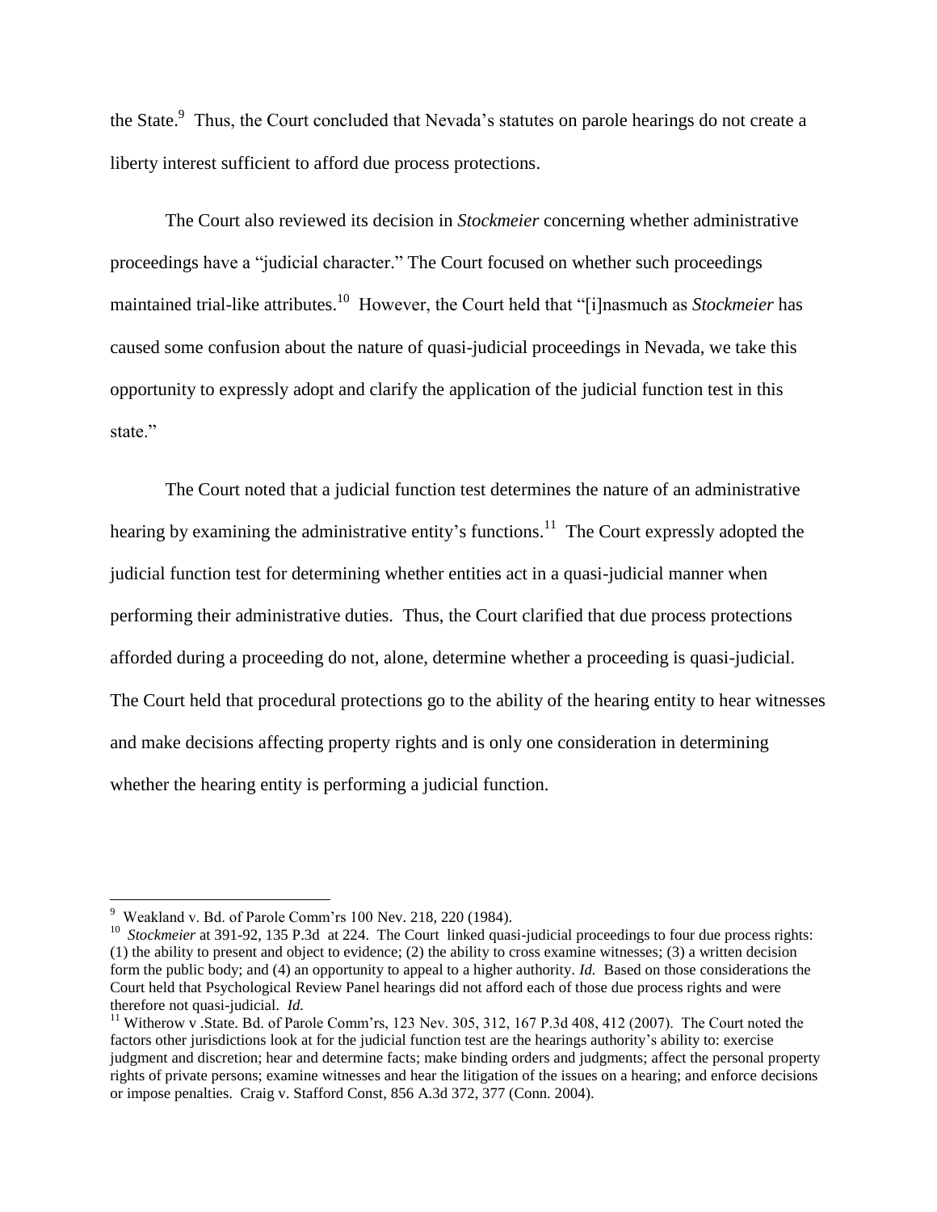the State.[9] Thus, the Court concluded that Nevada's statutes on parole hearings do not create a liberty interest sufficient to afford due process protections.

The Court also reviewed its decision in *Stockmeier* concerning whether administrative proceedings have a "judicial character." The Court focused on whether such proceedings maintained trial-like attributes.[10] However, the Court held that "[i]nasmuch as *Stockmeier* has caused some confusion about the nature of quasi-judicial proceedings in Nevada, we take this opportunity to expressly adopt and clarify the application of the judicial function test in this state."

The Court noted that a judicial function test determines the nature of an administrative hearing by examining the administrative entity's functions.[11] The Court expressly adopted the judicial function test for determining whether entities act in a quasi-judicial manner when performing their administrative duties. Thus, the Court clarified that due process protections afforded during a proceeding do not, alone, determine whether a proceeding is quasi-judicial. The Court held that procedural protections go to the ability of the hearing entity to hear witnesses and make decisions affecting property rights and is only one consideration in determining whether the hearing entity is performing a judicial function.

---

[9] Weakland v. Bd. of Parole Comm'rs 100 Nev. 218, 220 (1984).

[10] *Stockmeier* at 391-92, 135 P.3d at 224. The Court linked quasi-judicial proceedings to four due process rights: (1) the ability to present and object to evidence; (2) the ability to cross examine witnesses; (3) a written decision form the public body; and (4) an opportunity to appeal to a higher authority. *Id.* Based on those considerations the Court held that Psychological Review Panel hearings did not afford each of those due process rights and were therefore not quasi-judicial. *Id.*

[11] Witherow v .State. Bd. of Parole Comm'rs, 123 Nev. 305, 312, 167 P.3d 408, 412 (2007). The Court noted the factors other jurisdictions look at for the judicial function test are the hearings authority's ability to: exercise judgment and discretion; hear and determine facts; make binding orders and judgments; affect the personal property rights of private persons; examine witnesses and hear the litigation of the issues on a hearing; and enforce decisions or impose penalties. Craig v. Stafford Const, 856 A.3d 372, 377 (Conn. 2004).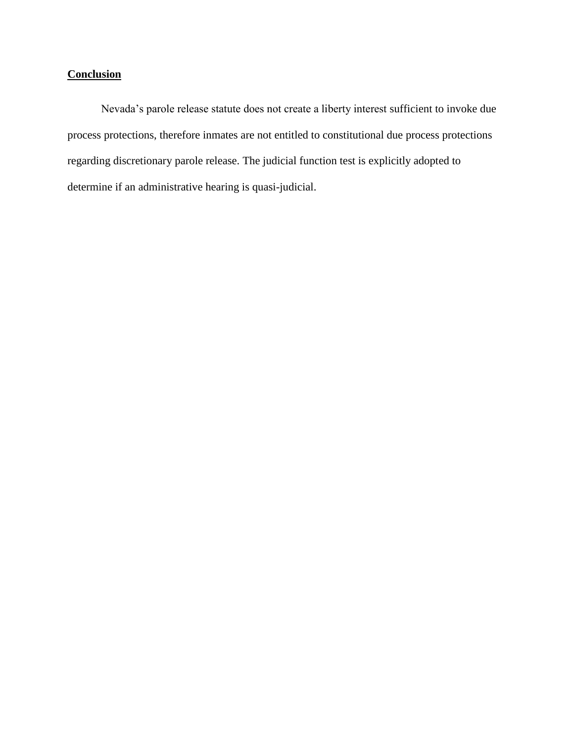## **Conclusion**

Nevada's parole release statute does not create a liberty interest sufficient to invoke due process protections, therefore inmates are not entitled to constitutional due process protections regarding discretionary parole release. The judicial function test is explicitly adopted to determine if an administrative hearing is quasi-judicial.